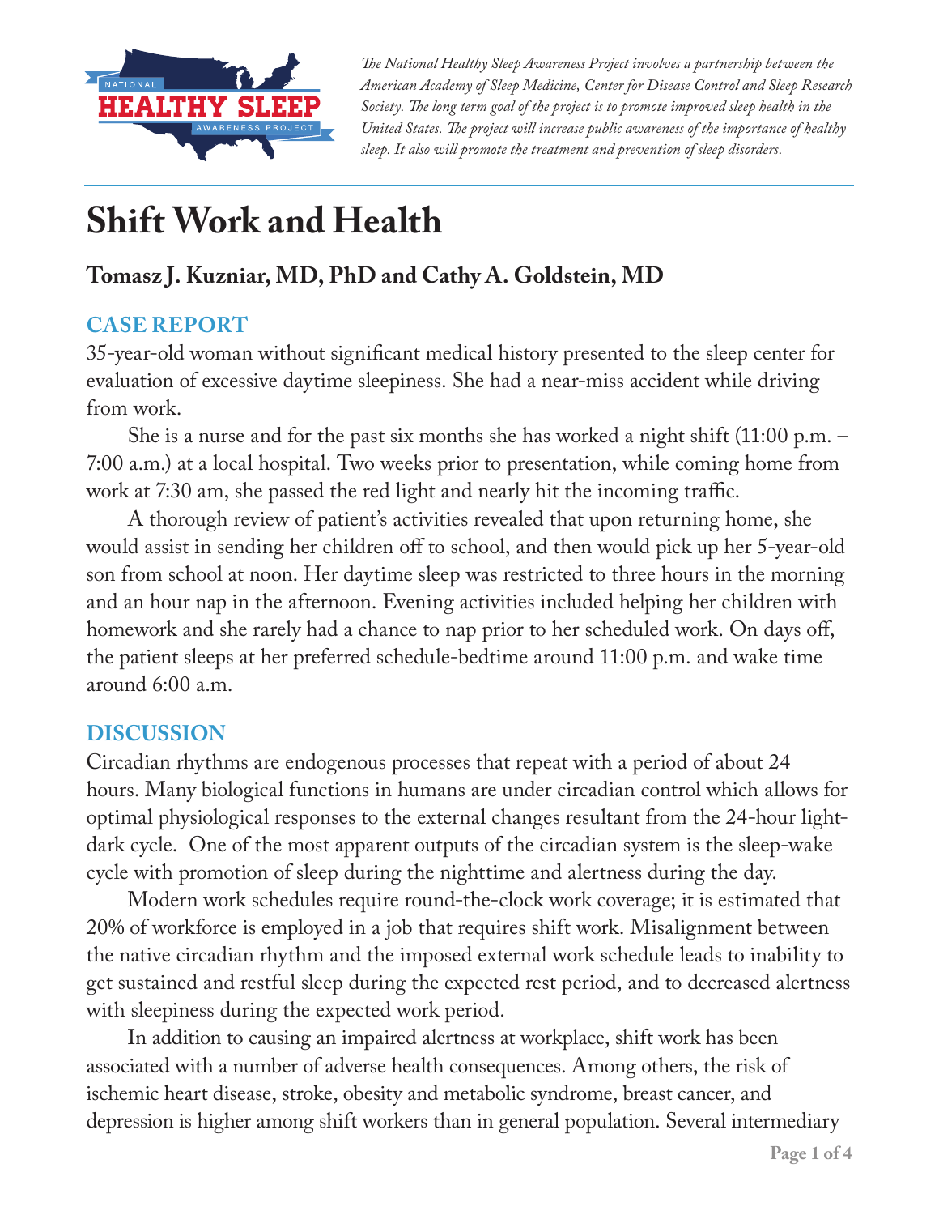*The National Healthy Sleep Awareness Project involves a partnership between the American Academy of Sleep Medicine, Center for Disease Control and Sleep Research Society. The long term goal of the project is to promote improved sleep health in the United States. The project will increase public awareness of the importance of healthy sleep. It also will promote the treatment and prevention of sleep disorders.*

# Shift Work and Health

## Tomasz J. Kuzniar, MD, PhD and Cathy A. Goldstein, MD

### CASE REPORT

35-year-old woman without significant medical history presented to the sleep center for evaluation of excessive daytime sleepiness. She had a near-miss accident while driving from work.

She is a nurse and for the past six months she has worked a night shift (11:00 p.m. – 7:00 a.m.) at a local hospital. Two weeks prior to presentation, while coming home from work at 7:30 am, she passed the red light and nearly hit the incoming traffic.

A thorough review of patient's activities revealed that upon returning home, she would assist in sending her children off to school, and then would pick up her 5-year-old son from school at noon. Her daytime sleep was restricted to three hours in the morning and an hour nap in the afternoon. Evening activities included helping her children with homework and she rarely had a chance to nap prior to her scheduled work. On days off, the patient sleeps at her preferred schedule-bedtime around 11:00 p.m. and wake time around 6:00 a.m.

### DISCUSSION

Circadian rhythms are endogenous processes that repeat with a period of about 24 hours. Many biological functions in humans are under circadian control which allows for optimal physiological responses to the external changes resultant from the 24-hour light-dark cycle. One of the most apparent outputs of the circadian system is the sleep-wake cycle with promotion of sleep during the nighttime and alertness during the day.

Modern work schedules require round-the-clock work coverage; it is estimated that 20% of workforce is employed in a job that requires shift work. Misalignment between the native circadian rhythm and the imposed external work schedule leads to inability to get sustained and restful sleep during the expected rest period, and to decreased alertness with sleepiness during the expected work period.

In addition to causing an impaired alertness at workplace, shift work has been associated with a number of adverse health consequences. Among others, the risk of ischemic heart disease, stroke, obesity and metabolic syndrome, breast cancer, and depression is higher among shift workers than in general population. Several intermediary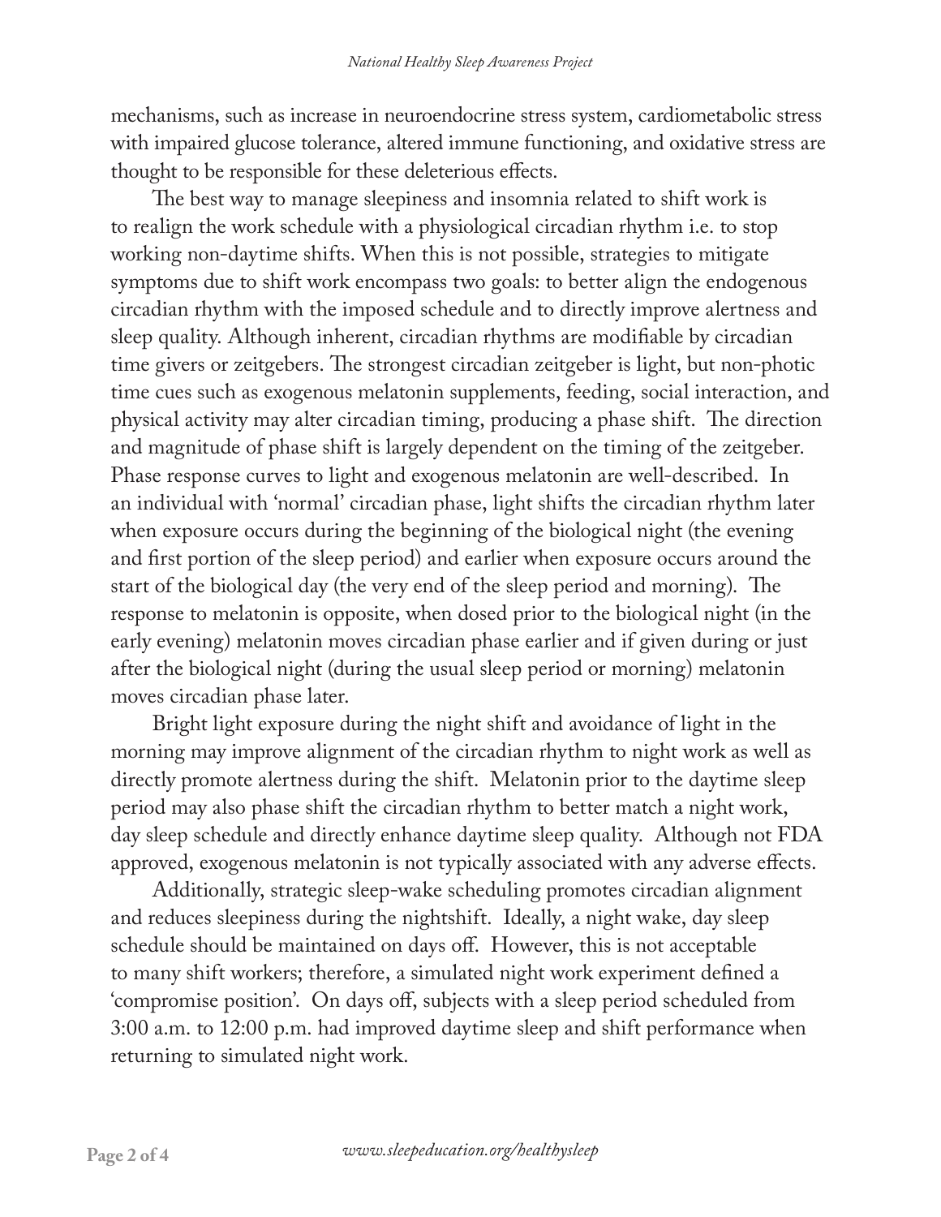mechanisms, such as increase in neuroendocrine stress system, cardiometabolic stress with impaired glucose tolerance, altered immune functioning, and oxidative stress are thought to be responsible for these deleterious effects.

The best way to manage sleepiness and insomnia related to shift work is to realign the work schedule with a physiological circadian rhythm i.e. to stop working non-daytime shifts. When this is not possible, strategies to mitigate symptoms due to shift work encompass two goals: to better align the endogenous circadian rhythm with the imposed schedule and to directly improve alertness and sleep quality. Although inherent, circadian rhythms are modifiable by circadian time givers or zeitgebers. The strongest circadian zeitgeber is light, but non-photic time cues such as exogenous melatonin supplements, feeding, social interaction, and physical activity may alter circadian timing, producing a phase shift. The direction and magnitude of phase shift is largely dependent on the timing of the zeitgeber. Phase response curves to light and exogenous melatonin are well-described. In an individual with 'normal' circadian phase, light shifts the circadian rhythm later when exposure occurs during the beginning of the biological night (the evening and first portion of the sleep period) and earlier when exposure occurs around the start of the biological day (the very end of the sleep period and morning). The response to melatonin is opposite, when dosed prior to the biological night (in the early evening) melatonin moves circadian phase earlier and if given during or just after the biological night (during the usual sleep period or morning) melatonin moves circadian phase later.

Bright light exposure during the night shift and avoidance of light in the morning may improve alignment of the circadian rhythm to night work as well as directly promote alertness during the shift. Melatonin prior to the daytime sleep period may also phase shift the circadian rhythm to better match a night work, day sleep schedule and directly enhance daytime sleep quality. Although not FDA approved, exogenous melatonin is not typically associated with any adverse effects.

Additionally, strategic sleep-wake scheduling promotes circadian alignment and reduces sleepiness during the nightshift. Ideally, a night wake, day sleep schedule should be maintained on days off. However, this is not acceptable to many shift workers; therefore, a simulated night work experiment defined a 'compromise position'. On days off, subjects with a sleep period scheduled from 3:00 a.m. to 12:00 p.m. had improved daytime sleep and shift performance when returning to simulated night work.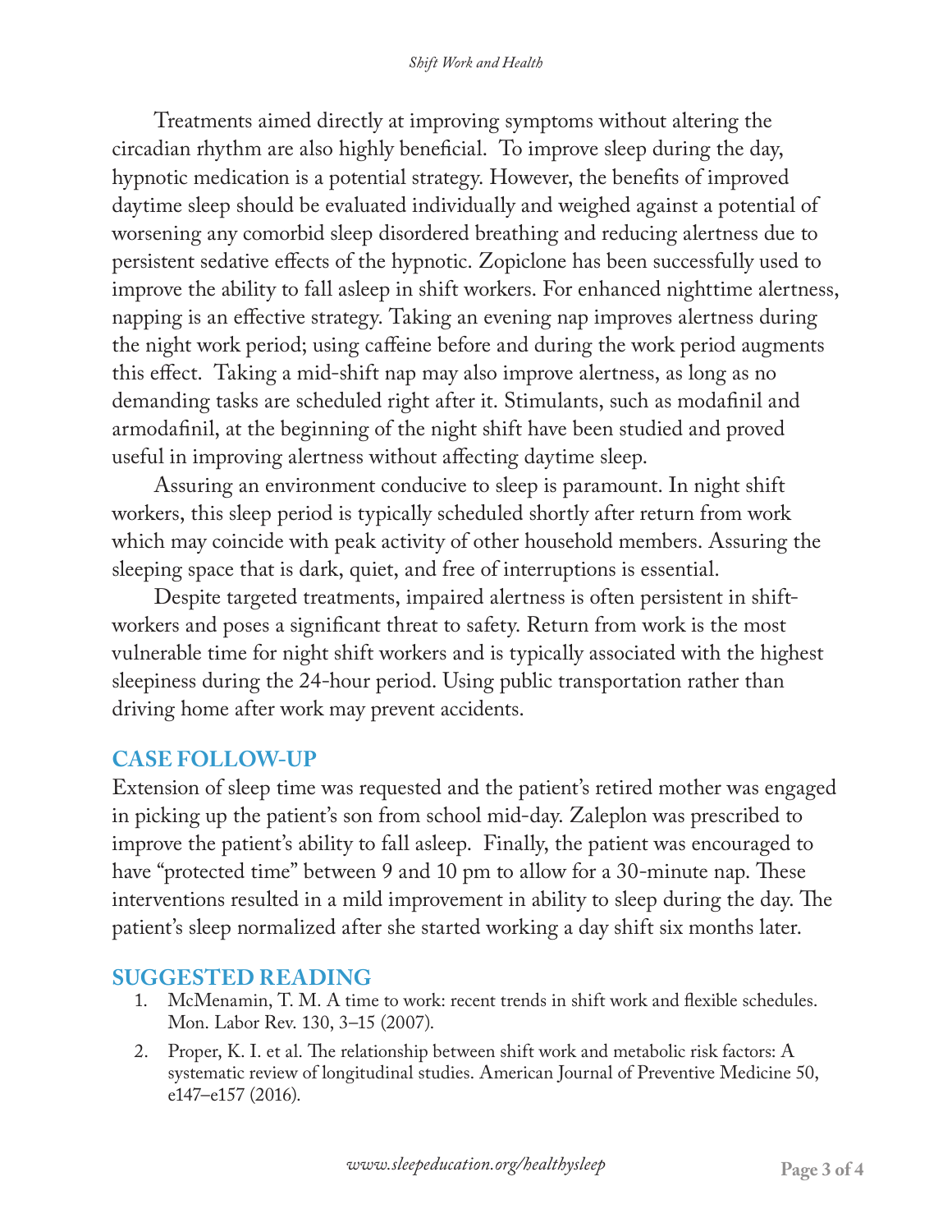Treatments aimed directly at improving symptoms without altering the circadian rhythm are also highly beneficial. To improve sleep during the day, hypnotic medication is a potential strategy. However, the benefits of improved daytime sleep should be evaluated individually and weighed against a potential of worsening any comorbid sleep disordered breathing and reducing alertness due to persistent sedative effects of the hypnotic. Zopiclone has been successfully used to improve the ability to fall asleep in shift workers. For enhanced nighttime alertness, napping is an effective strategy. Taking an evening nap improves alertness during the night work period; using caffeine before and during the work period augments this effect. Taking a mid-shift nap may also improve alertness, as long as no demanding tasks are scheduled right after it. Stimulants, such as modafinil and armodafinil, at the beginning of the night shift have been studied and proved useful in improving alertness without affecting daytime sleep.

Assuring an environment conducive to sleep is paramount. In night shift workers, this sleep period is typically scheduled shortly after return from work which may coincide with peak activity of other household members. Assuring the sleeping space that is dark, quiet, and free of interruptions is essential.

Despite targeted treatments, impaired alertness is often persistent in shift-workers and poses a significant threat to safety. Return from work is the most vulnerable time for night shift workers and is typically associated with the highest sleepiness during the 24-hour period. Using public transportation rather than driving home after work may prevent accidents.

## CASE FOLLOW-UP

Extension of sleep time was requested and the patient's retired mother was engaged in picking up the patient's son from school mid-day. Zaleplon was prescribed to improve the patient's ability to fall asleep. Finally, the patient was encouraged to have "protected time" between 9 and 10 pm to allow for a 30-minute nap. These interventions resulted in a mild improvement in ability to sleep during the day. The patient's sleep normalized after she started working a day shift six months later.

## SUGGESTED READING

1. McMenamin, T. M. A time to work: recent trends in shift work and flexible schedules. Mon. Labor Rev. 130, 3–15 (2007).
2. Proper, K. I. et al. The relationship between shift work and metabolic risk factors: A systematic review of longitudinal studies. American Journal of Preventive Medicine 50, e147–e157 (2016).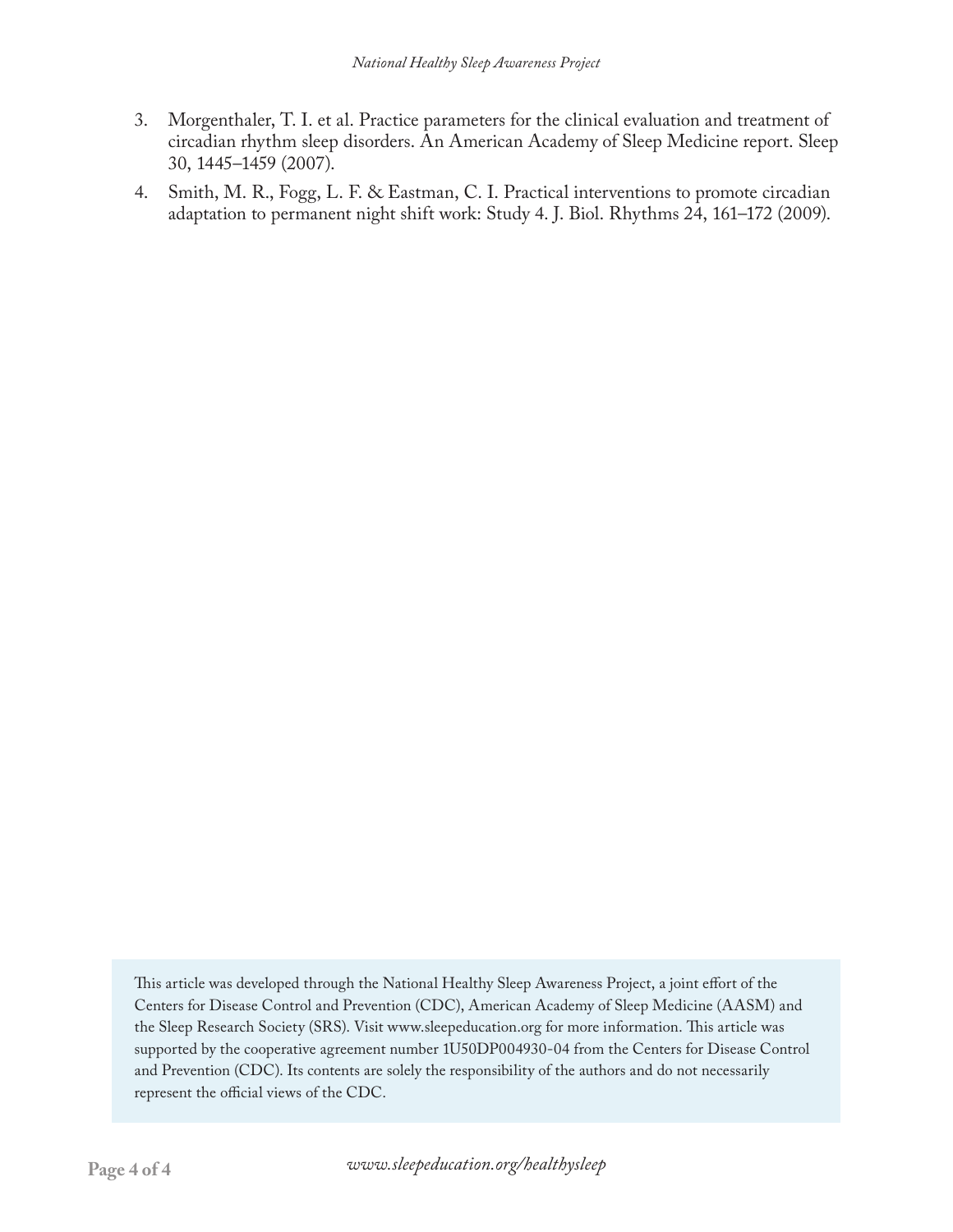3. Morgenthaler, T. I. et al. Practice parameters for the clinical evaluation and treatment of circadian rhythm sleep disorders. An American Academy of Sleep Medicine report. Sleep 30, 1445–1459 (2007).
4. Smith, M. R., Fogg, L. F. & Eastman, C. I. Practical interventions to promote circadian adaptation to permanent night shift work: Study 4. J. Biol. Rhythms 24, 161–172 (2009).

This article was developed through the National Healthy Sleep Awareness Project, a joint effort of the Centers for Disease Control and Prevention (CDC), American Academy of Sleep Medicine (AASM) and the Sleep Research Society (SRS). Visit www.sleepeducation.org for more information. This article was supported by the cooperative agreement number 1U50DP004930-04 from the Centers for Disease Control and Prevention (CDC). Its contents are solely the responsibility of the authors and do not necessarily represent the official views of the CDC.